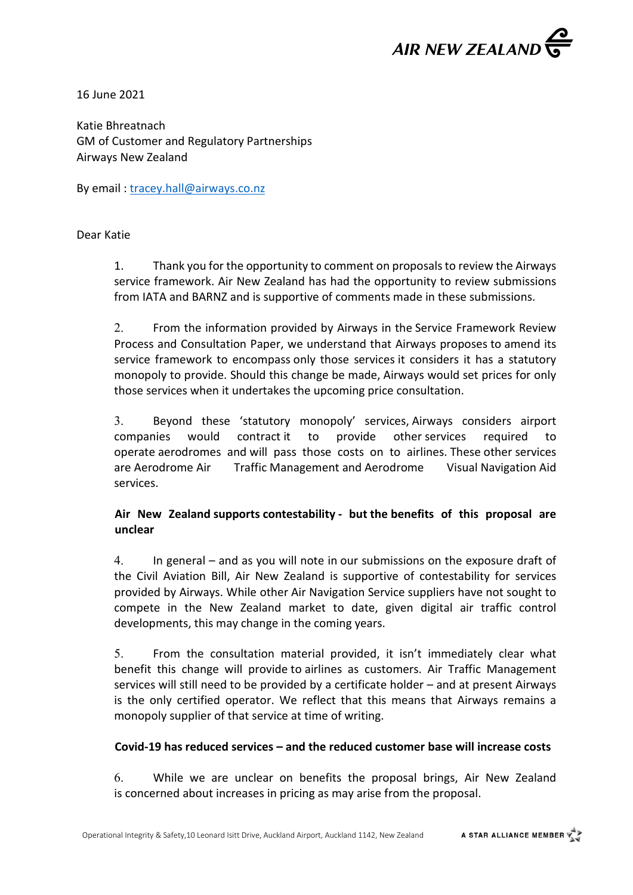**AIR NEW ZEALAND**

16 June 2021

Katie Bhreatnach
GM of Customer and Regulatory Partnerships
Airways New Zealand

By email : tracey.hall@airways.co.nz

Dear Katie

1. Thank you for the opportunity to comment on proposals to review the Airways service framework. Air New Zealand has had the opportunity to review submissions from IATA and BARNZ and is supportive of comments made in these submissions.

2. From the information provided by Airways in the Service Framework Review Process and Consultation Paper, we understand that Airways proposes to amend its service framework to encompass only those services it considers it has a statutory monopoly to provide. Should this change be made, Airways would set prices for only those services when it undertakes the upcoming price consultation.

3. Beyond these 'statutory monopoly' services, Airways considers airport companies would contract it to provide other services required to operate aerodromes and will pass those costs on to airlines. These other services are Aerodrome Air Traffic Management and Aerodrome Visual Navigation Aid services.

**Air New Zealand supports contestability - but the benefits of this proposal are unclear**

4. In general – and as you will note in our submissions on the exposure draft of the Civil Aviation Bill, Air New Zealand is supportive of contestability for services provided by Airways. While other Air Navigation Service suppliers have not sought to compete in the New Zealand market to date, given digital air traffic control developments, this may change in the coming years.

5. From the consultation material provided, it isn't immediately clear what benefit this change will provide to airlines as customers. Air Traffic Management services will still need to be provided by a certificate holder – and at present Airways is the only certified operator. We reflect that this means that Airways remains a monopoly supplier of that service at time of writing.

**Covid-19 has reduced services – and the reduced customer base will increase costs**

6. While we are unclear on benefits the proposal brings, Air New Zealand is concerned about increases in pricing as may arise from the proposal.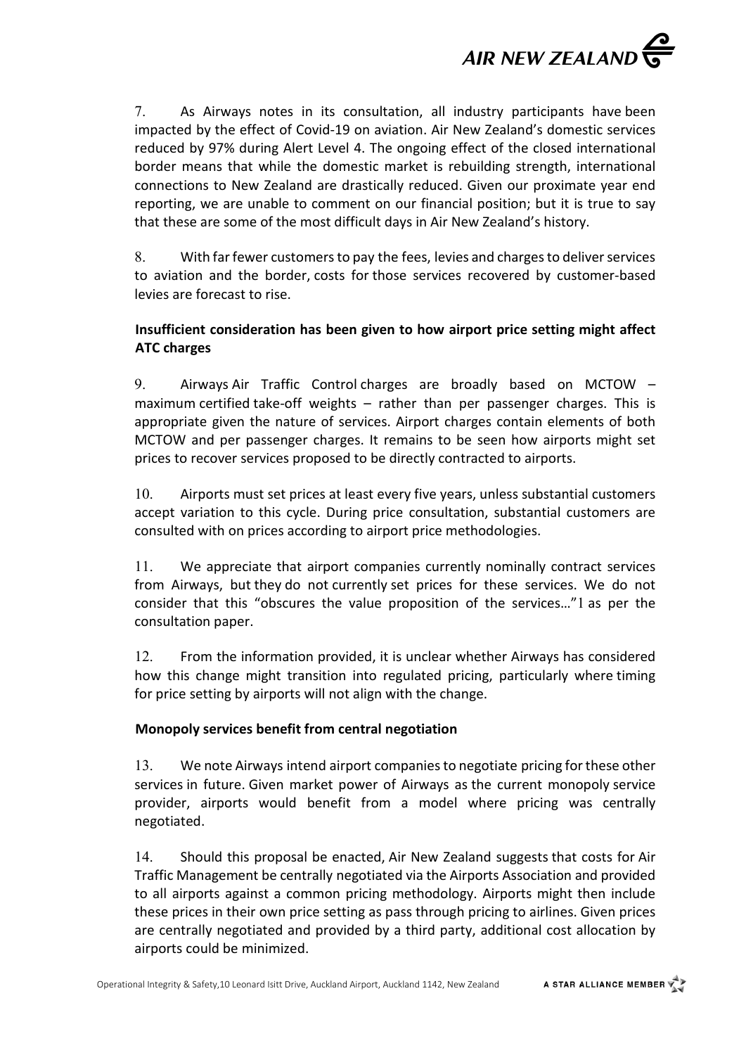7. As Airways notes in its consultation, all industry participants have been impacted by the effect of Covid-19 on aviation. Air New Zealand's domestic services reduced by 97% during Alert Level 4. The ongoing effect of the closed international border means that while the domestic market is rebuilding strength, international connections to New Zealand are drastically reduced. Given our proximate year end reporting, we are unable to comment on our financial position; but it is true to say that these are some of the most difficult days in Air New Zealand's history.

8. With far fewer customers to pay the fees, levies and charges to deliver services to aviation and the border, costs for those services recovered by customer-based levies are forecast to rise.

**Insufficient consideration has been given to how airport price setting might affect ATC charges**

9. Airways Air Traffic Control charges are broadly based on MCTOW – maximum certified take-off weights – rather than per passenger charges. This is appropriate given the nature of services. Airport charges contain elements of both MCTOW and per passenger charges. It remains to be seen how airports might set prices to recover services proposed to be directly contracted to airports.

10. Airports must set prices at least every five years, unless substantial customers accept variation to this cycle. During price consultation, substantial customers are consulted with on prices according to airport price methodologies.

11. We appreciate that airport companies currently nominally contract services from Airways, but they do not currently set prices for these services. We do not consider that this "obscures the value proposition of the services…"[1] as per the consultation paper.

12. From the information provided, it is unclear whether Airways has considered how this change might transition into regulated pricing, particularly where timing for price setting by airports will not align with the change.

**Monopoly services benefit from central negotiation**

13. We note Airways intend airport companies to negotiate pricing for these other services in future. Given market power of Airways as the current monopoly service provider, airports would benefit from a model where pricing was centrally negotiated.

14. Should this proposal be enacted, Air New Zealand suggests that costs for Air Traffic Management be centrally negotiated via the Airports Association and provided to all airports against a common pricing methodology. Airports might then include these prices in their own price setting as pass through pricing to airlines. Given prices are centrally negotiated and provided by a third party, additional cost allocation by airports could be minimized.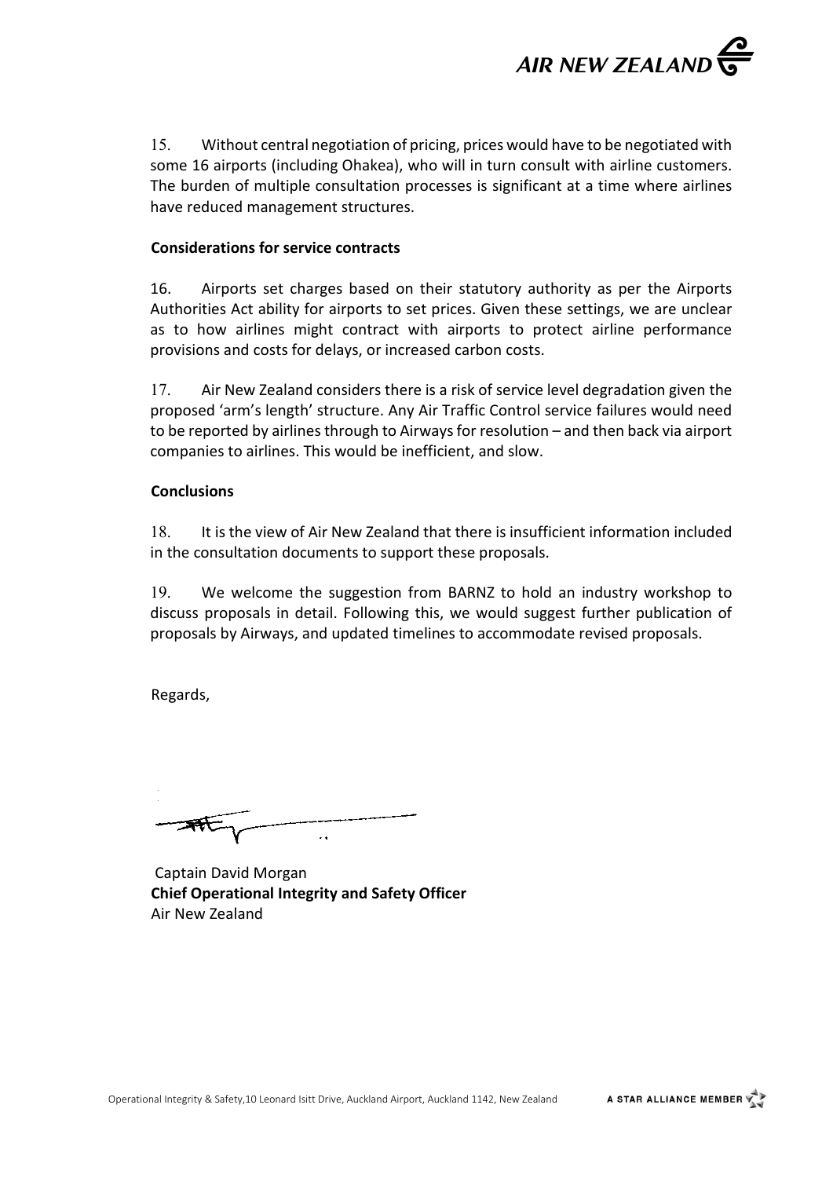15. Without central negotiation of pricing, prices would have to be negotiated with some 16 airports (including Ohakea), who will in turn consult with airline customers. The burden of multiple consultation processes is significant at a time where airlines have reduced management structures.

**Considerations for service contracts**

16. Airports set charges based on their statutory authority as per the Airports Authorities Act ability for airports to set prices. Given these settings, we are unclear as to how airlines might contract with airports to protect airline performance provisions and costs for delays, or increased carbon costs.

17. Air New Zealand considers there is a risk of service level degradation given the proposed 'arm's length' structure. Any Air Traffic Control service failures would need to be reported by airlines through to Airways for resolution – and then back via airport companies to airlines. This would be inefficient, and slow.

**Conclusions**

18. It is the view of Air New Zealand that there is insufficient information included in the consultation documents to support these proposals.

19. We welcome the suggestion from BARNZ to hold an industry workshop to discuss proposals in detail. Following this, we would suggest further publication of proposals by Airways, and updated timelines to accommodate revised proposals.

Regards,

Captain David Morgan
**Chief Operational Integrity and Safety Officer**
Air New Zealand